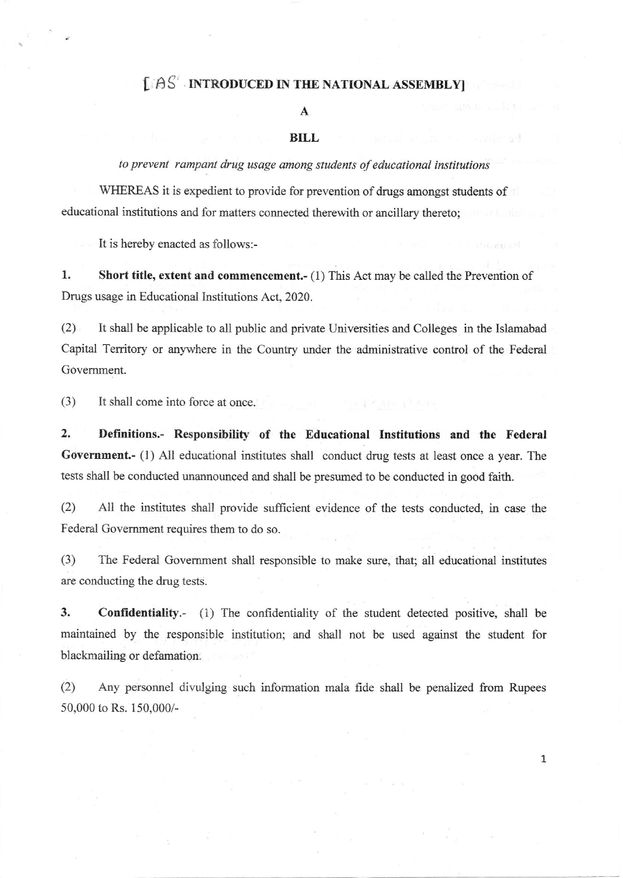[AS INTRODUCED IN THE NATIONAL ASSEMBLY]

# A

# BILL

*to prevent rampant drug usage among students of educational institutions*

WHEREAS it is expedient to provide for prevention of drugs amongst students of educational institutions and for matters connected therewith or ancillary thereto;

It is hereby enacted as follows:-

**1. Short title, extent and commencement.-** (1) This Act may be called the Prevention of Drugs usage in Educational Institutions Act, 2020.

(2) It shall be applicable to all public and private Universities and Colleges in the Islamabad Capital Territory or anywhere in the Country under the administrative control of the Federal Government.

(3) It shall come into force at once.

**2. Definitions.- Responsibility of the Educational Institutions and the Federal Government.-** (1) All educational institutes shall conduct drug tests at least once a year. The tests shall be conducted unannounced and shall be presumed to be conducted in good faith.

(2) All the institutes shall provide sufficient evidence of the tests conducted, in case the Federal Government requires them to do so.

(3) The Federal Government shall responsible to make sure, that; all educational institutes are conducting the drug tests.

**3. Confidentiality.-** (1) The confidentiality of the student detected positive, shall be maintained by the responsible institution; and shall not be used against the student for blackmailing or defamation.

(2) Any personnel divulging such information mala fide shall be penalized from Rupees 50,000 to Rs. 150,000/-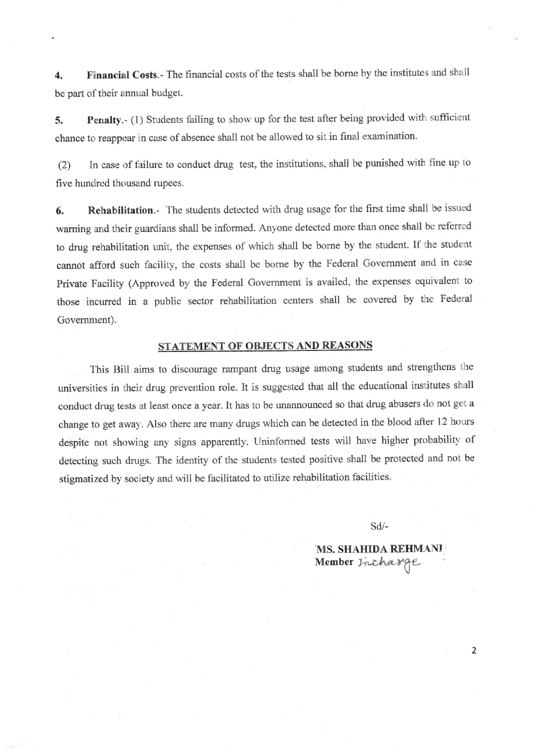**4. Financial Costs.**- The financial costs of the tests shall be borne by the institutes and shall be part of their annual budget.

**5. Penalty.**- (1) Students failing to show up for the test after being provided with sufficient chance to reappear in case of absence shall not be allowed to sit in final examination.

(2) In case of failure to conduct drug test, the institutions, shall be punished with fine up to five hundred thousand rupees.

**6. Rehabilitation.**- The students detected with drug usage for the first time shall be issued warning and their guardians shall be informed. Anyone detected more than once shall be referred to drug rehabilitation unit, the expenses of which shall be borne by the student. If the student cannot afford such facility, the costs shall be borne by the Federal Government and in case Private Facility (Approved by the Federal Government is availed, the expenses equivalent to those incurred in a public sector rehabilitation centers shall be covered by the Federal Government).

## STATEMENT OF OBJECTS AND REASONS

This Bill aims to discourage rampant drug usage among students and strengthens the universities in their drug prevention role. It is suggested that all the educational institutes shall conduct drug tests at least once a year. It has to be unannounced so that drug abusers do not get a change to get away. Also there are many drugs which can be detected in the blood after 12 hours despite not showing any signs apparently. Uninformed tests will have higher probability of detecting such drugs. The identity of the students tested positive shall be protected and not be stigmatized by society and will be facilitated to utilize rehabilitation facilities.

Sd/-

**MS. SHAHIDA REHMANI**
**Member** Incharge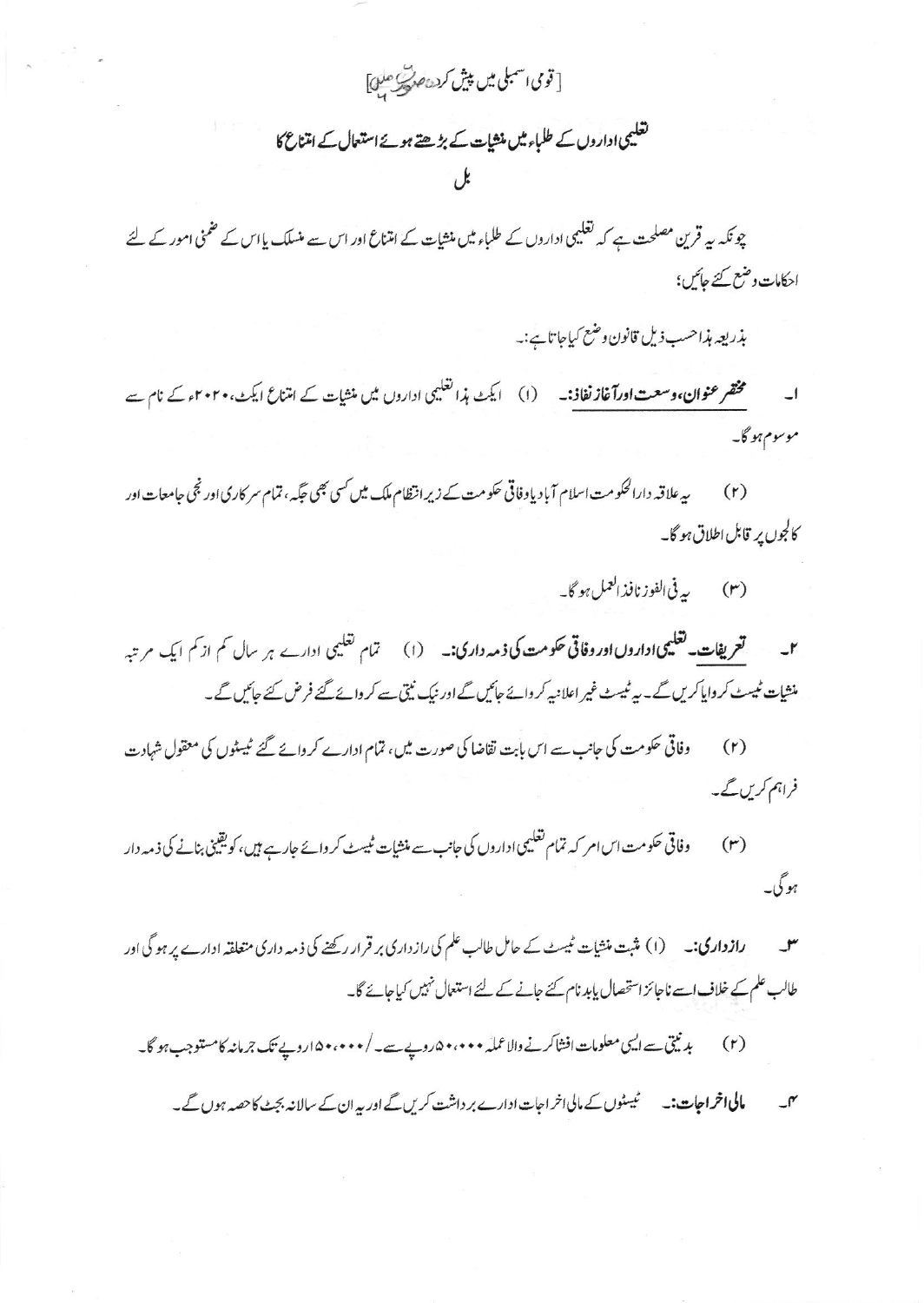[قومی اسمبلی میں پیش کردہ صورت میں]

# تعلیمی اداروں کے طلباء میں منشیات کے بڑھتے ہوئے استعمال کے امتناع کا

## بل

چونکہ یہ قرین مصلحت ہے کہ تعلیمی اداروں کے طلباء میں منشیات کے امتناع اور اس سے منسلک یا اس کے ضمنی امور کے لئے احکامات وضع کئے جائیں؛

بذریعہ ہذا حسب ذیل قانون وضع کیا جاتا ہے:۔

۱۔ **مختصر عنوان، وسعت اور آغاز نفاذ:۔** (۱) ایکٹ ہذا تعلیمی اداروں میں منشیات کے امتناع ایکٹ، ۲۰۲۰ء کے نام سے موسوم ہو گا۔

(۲) یہ علاقہ دارالحکومت اسلام آباد یا وفاقی حکومت کے زیر انتظام ملک میں کسی بھی جگہ، تمام سرکاری اور نجی جامعات اور کالجوں پر قابل اطلاق ہو گا۔

(۳) یہ فی الفور نافذ العمل ہو گا۔

۲۔ **تعریفات۔ تعلیمی اداروں اور وفاقی حکومت کی ذمہ داری:۔** (۱) تمام تعلیمی ادارے ہر سال کم از کم ایک مرتبہ منشیات ٹیسٹ کروایا کریں گے۔ یہ ٹیسٹ غیر اعلانیہ کروائے جائیں گے اور نیک نیتی سے کروائے گئے فرض کئے جائیں گے۔

(۲) وفاقی حکومت کی جانب سے اس بابت تقاضا کی صورت میں، تمام ادارے کروائے گئے ٹیسٹوں کی معقول شہادت فراہم کریں گے۔

(۳) وفاقی حکومت اس امر کہ تمام تعلیمی اداروں کی جانب سے منشیات ٹیسٹ کروائے جا رہے ہیں، کو یقینی بنانے کی ذمہ دار ہو گی۔

۳۔ **رازداری:۔** (۱) مثبت منشیات ٹیسٹ کے حامل طالب علم کی رازداری برقرار رکھنے کی ذمہ داری متعلقہ ادارے پر ہو گی اور طالب علم کے خلاف اسے ناجائز استحصال یا بدنام کئے جانے کے لئے استعمال نہیں کیا جائے گا۔

(۲) بدنیتی سے ایسی معلومات افشا کرنے والا عملہ ۵۰،۰۰۰ روپے سے ۱۵۰،۰۰۰/- روپے تک جرمانہ کا مستوجب ہو گا۔

۴۔ **مالی اخراجات:۔** ٹیسٹوں کے مالی اخراجات ادارے برداشت کریں گے اور یہ ان کے سالانہ بجٹ کا حصہ ہوں گے۔